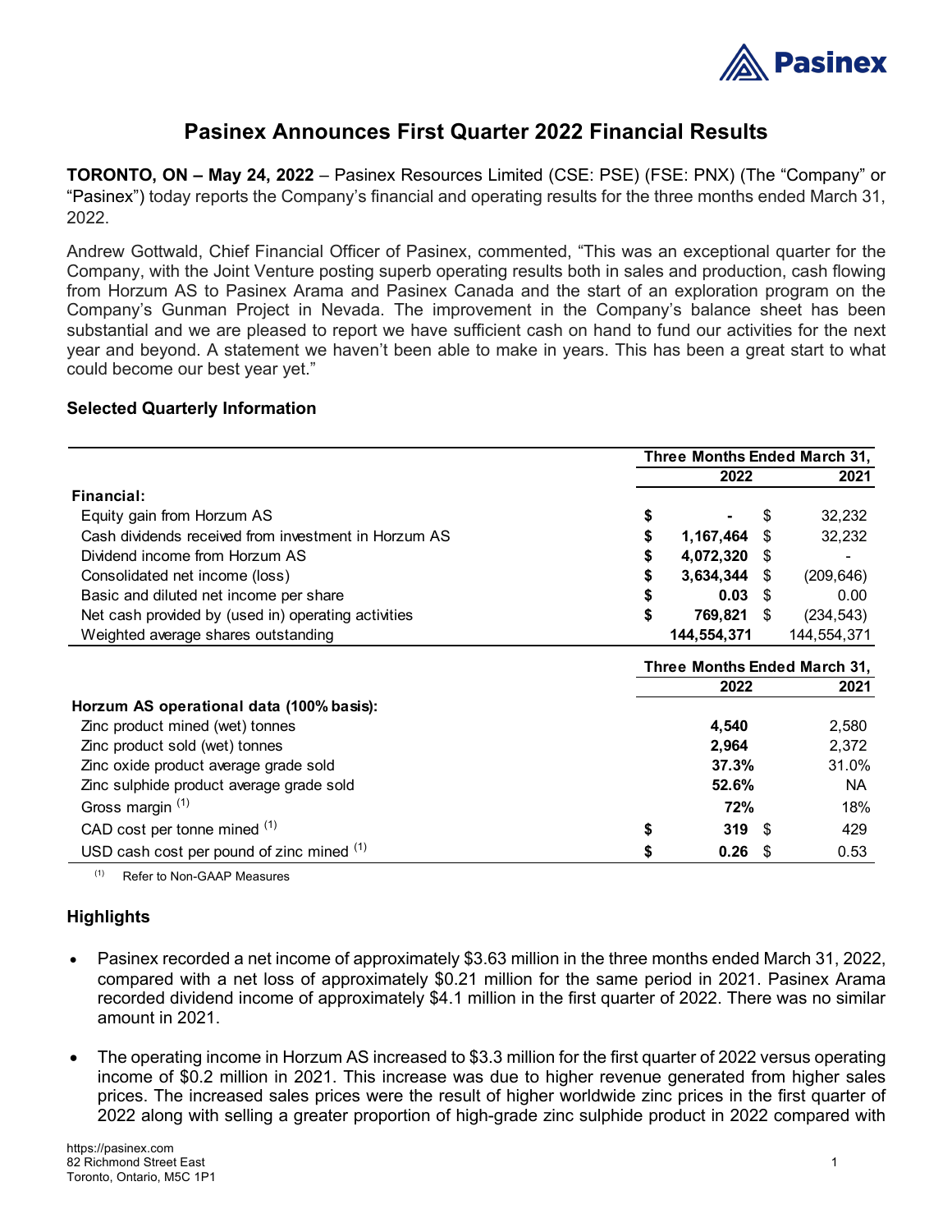# Pasinex Announces First Quarter 2022 Financial Results

**TORONTO, ON – May 24, 2022** – Pasinex Resources Limited (CSE: PSE) (FSE: PNX) (The "Company" or "Pasinex") today reports the Company's financial and operating results for the three months ended March 31, 2022.

Andrew Gottwald, Chief Financial Officer of Pasinex, commented, "This was an exceptional quarter for the Company, with the Joint Venture posting superb operating results both in sales and production, cash flowing from Horzum AS to Pasinex Arama and Pasinex Canada and the start of an exploration program on the Company's Gunman Project in Nevada. The improvement in the Company's balance sheet has been substantial and we are pleased to report we have sufficient cash on hand to fund our activities for the next year and beyond. A statement we haven't been able to make in years. This has been a great start to what could become our best year yet."

### Selected Quarterly Information

| | Three Months Ended March 31, | |
|---|---|---|
| | **2022** | **2021** |
| **Financial:** | | |
| Equity gain from Horzum AS | $ **-** | $ 32,232 |
| Cash dividends received from investment in Horzum AS | $ **1,167,464** | $ 32,232 |
| Dividend income from Horzum AS | $ **4,072,320** | $ - |
| Consolidated net income (loss) | $ **3,634,344** | $ (209,646) |
| Basic and diluted net income per share | $ **0.03** | $ 0.00 |
| Net cash provided by (used in) operating activities | $ **769,821** | $ (234,543) |
| Weighted average shares outstanding | **144,554,371** | 144,554,371 |

| | Three Months Ended March 31, | |
|---|---|---|
| | **2022** | **2021** |
| **Horzum AS operational data (100% basis):** | | |
| Zinc product mined (wet) tonnes | **4,540** | 2,580 |
| Zinc product sold (wet) tonnes | **2,964** | 2,372 |
| Zinc oxide product average grade sold | **37.3%** | 31.0% |
| Zinc sulphide product average grade sold | **52.6%** | NA |
| Gross margin [(1)] | **72%** | 18% |
| CAD cost per tonne mined [(1)] | $ **319** | $ 429 |
| USD cash cost per pound of zinc mined [(1)] | $ **0.26** | $ 0.53 |

(1) Refer to Non-GAAP Measures

### Highlights

- Pasinex recorded a net income of approximately $3.63 million in the three months ended March 31, 2022, compared with a net loss of approximately $0.21 million for the same period in 2021. Pasinex Arama recorded dividend income of approximately $4.1 million in the first quarter of 2022. There was no similar amount in 2021.
- The operating income in Horzum AS increased to $3.3 million for the first quarter of 2022 versus operating income of $0.2 million in 2021. This increase was due to higher revenue generated from higher sales prices. The increased sales prices were the result of higher worldwide zinc prices in the first quarter of 2022 along with selling a greater proportion of high-grade zinc sulphide product in 2022 compared with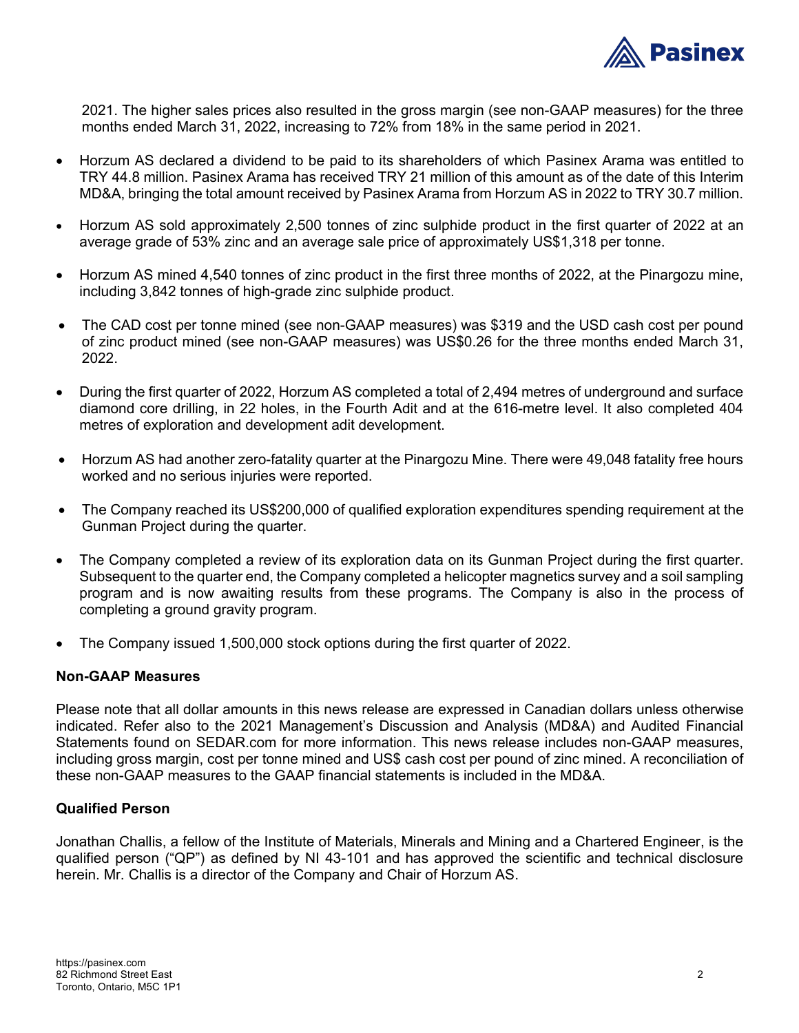2021. The higher sales prices also resulted in the gross margin (see non-GAAP measures) for the three months ended March 31, 2022, increasing to 72% from 18% in the same period in 2021.

- Horzum AS declared a dividend to be paid to its shareholders of which Pasinex Arama was entitled to TRY 44.8 million. Pasinex Arama has received TRY 21 million of this amount as of the date of this Interim MD&A, bringing the total amount received by Pasinex Arama from Horzum AS in 2022 to TRY 30.7 million.
- Horzum AS sold approximately 2,500 tonnes of zinc sulphide product in the first quarter of 2022 at an average grade of 53% zinc and an average sale price of approximately US$1,318 per tonne.
- Horzum AS mined 4,540 tonnes of zinc product in the first three months of 2022, at the Pinargozu mine, including 3,842 tonnes of high-grade zinc sulphide product.
- The CAD cost per tonne mined (see non-GAAP measures) was $319 and the USD cash cost per pound of zinc product mined (see non-GAAP measures) was US$0.26 for the three months ended March 31, 2022.
- During the first quarter of 2022, Horzum AS completed a total of 2,494 metres of underground and surface diamond core drilling, in 22 holes, in the Fourth Adit and at the 616-metre level. It also completed 404 metres of exploration and development adit development.
- Horzum AS had another zero-fatality quarter at the Pinargozu Mine. There were 49,048 fatality free hours worked and no serious injuries were reported.
- The Company reached its US$200,000 of qualified exploration expenditures spending requirement at the Gunman Project during the quarter.
- The Company completed a review of its exploration data on its Gunman Project during the first quarter. Subsequent to the quarter end, the Company completed a helicopter magnetics survey and a soil sampling program and is now awaiting results from these programs. The Company is also in the process of completing a ground gravity program.
- The Company issued 1,500,000 stock options during the first quarter of 2022.

### Non-GAAP Measures

Please note that all dollar amounts in this news release are expressed in Canadian dollars unless otherwise indicated. Refer also to the 2021 Management's Discussion and Analysis (MD&A) and Audited Financial Statements found on SEDAR.com for more information. This news release includes non-GAAP measures, including gross margin, cost per tonne mined and US$ cash cost per pound of zinc mined. A reconciliation of these non-GAAP measures to the GAAP financial statements is included in the MD&A.

### Qualified Person

Jonathan Challis, a fellow of the Institute of Materials, Minerals and Mining and a Chartered Engineer, is the qualified person ("QP") as defined by NI 43-101 and has approved the scientific and technical disclosure herein. Mr. Challis is a director of the Company and Chair of Horzum AS.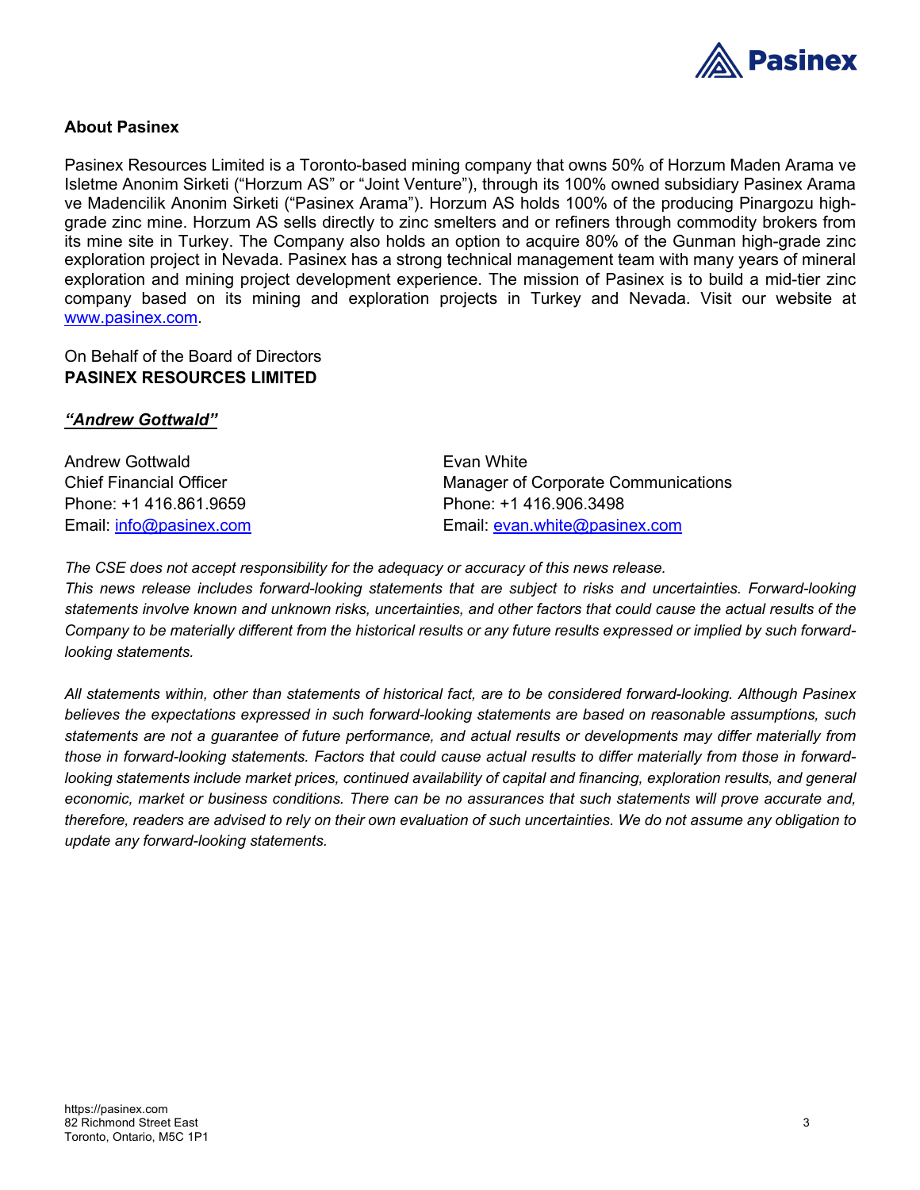## About Pasinex

Pasinex Resources Limited is a Toronto-based mining company that owns 50% of Horzum Maden Arama ve Isletme Anonim Sirketi ("Horzum AS" or "Joint Venture"), through its 100% owned subsidiary Pasinex Arama ve Madencilik Anonim Sirketi ("Pasinex Arama"). Horzum AS holds 100% of the producing Pinargozu high-grade zinc mine. Horzum AS sells directly to zinc smelters and or refiners through commodity brokers from its mine site in Turkey. The Company also holds an option to acquire 80% of the Gunman high-grade zinc exploration project in Nevada. Pasinex has a strong technical management team with many years of mineral exploration and mining project development experience. The mission of Pasinex is to build a mid-tier zinc company based on its mining and exploration projects in Turkey and Nevada. Visit our website at www.pasinex.com.

On Behalf of the Board of Directors
**PASINEX RESOURCES LIMITED**

***"Andrew Gottwald"***

Andrew Gottwald
Chief Financial Officer
Phone: +1 416.861.9659
Email: info@pasinex.com

Evan White
Manager of Corporate Communications
Phone: +1 416.906.3498
Email: evan.white@pasinex.com

*The CSE does not accept responsibility for the adequacy or accuracy of this news release.*
*This news release includes forward-looking statements that are subject to risks and uncertainties. Forward-looking statements involve known and unknown risks, uncertainties, and other factors that could cause the actual results of the Company to be materially different from the historical results or any future results expressed or implied by such forward-looking statements.*

*All statements within, other than statements of historical fact, are to be considered forward-looking. Although Pasinex believes the expectations expressed in such forward-looking statements are based on reasonable assumptions, such statements are not a guarantee of future performance, and actual results or developments may differ materially from those in forward-looking statements. Factors that could cause actual results to differ materially from those in forward-looking statements include market prices, continued availability of capital and financing, exploration results, and general economic, market or business conditions. There can be no assurances that such statements will prove accurate and, therefore, readers are advised to rely on their own evaluation of such uncertainties. We do not assume any obligation to update any forward-looking statements.*